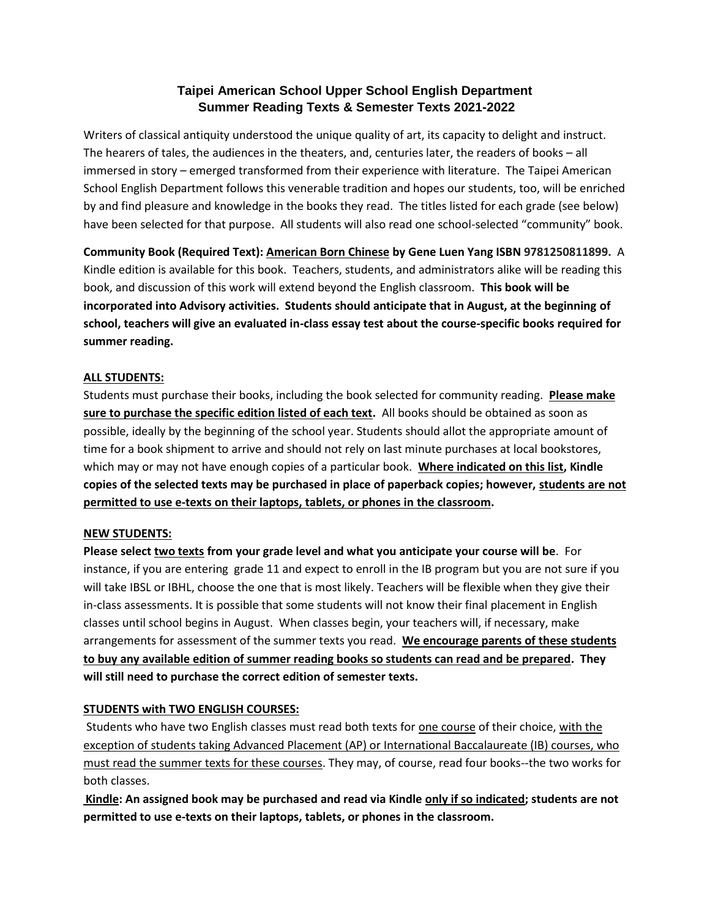# Taipei American School Upper School English Department
## Summer Reading Texts & Semester Texts 2021-2022

Writers of classical antiquity understood the unique quality of art, its capacity to delight and instruct. The hearers of tales, the audiences in the theaters, and, centuries later, the readers of books – all immersed in story – emerged transformed from their experience with literature. The Taipei American School English Department follows this venerable tradition and hopes our students, too, will be enriched by and find pleasure and knowledge in the books they read. The titles listed for each grade (see below) have been selected for that purpose. All students will also read one school-selected "community" book.

**Community Book (Required Text): <u>American Born Chinese</u> by Gene Luen Yang ISBN 9781250811899.** A Kindle edition is available for this book. Teachers, students, and administrators alike will be reading this book, and discussion of this work will extend beyond the English classroom. **This book will be incorporated into Advisory activities. Students should anticipate that in August, at the beginning of school, teachers will give an evaluated in-class essay test about the course-specific books required for summer reading.**

**<u>ALL STUDENTS:</u>**

Students must purchase their books, including the book selected for community reading. **<u>Please make sure to purchase the specific edition listed of each text</u>.** All books should be obtained as soon as possible, ideally by the beginning of the school year. Students should allot the appropriate amount of time for a book shipment to arrive and should not rely on last minute purchases at local bookstores, which may or may not have enough copies of a particular book. **<u>Where indicated on this list</u>, Kindle copies of the selected texts may be purchased in place of paperback copies; however, <u>students are not permitted to use e-texts on their laptops, tablets, or phones in the classroom</u>.**

**<u>NEW STUDENTS:</u>**

**Please select <u>two texts</u> from your grade level and what you anticipate your course will be**. For instance, if you are entering grade 11 and expect to enroll in the IB program but you are not sure if you will take IBSL or IBHL, choose the one that is most likely. Teachers will be flexible when they give their in-class assessments. It is possible that some students will not know their final placement in English classes until school begins in August. When classes begin, your teachers will, if necessary, make arrangements for assessment of the summer texts you read. **<u>We encourage parents of these students to buy any available edition of summer reading books so students can read and be prepared</u>. They will still need to purchase the correct edition of semester texts.**

**<u>STUDENTS with TWO ENGLISH COURSES:</u>**

Students who have two English classes must read both texts for <u>one course</u> of their choice, <u>with the exception of students taking Advanced Placement (AP) or International Baccalaureate (IB) courses, who must read the summer texts for these courses</u>. They may, of course, read four books--the two works for both classes.

**<u>Kindle</u>: An assigned book may be purchased and read via Kindle <u>only if so indicated</u>; students are not permitted to use e-texts on their laptops, tablets, or phones in the classroom.**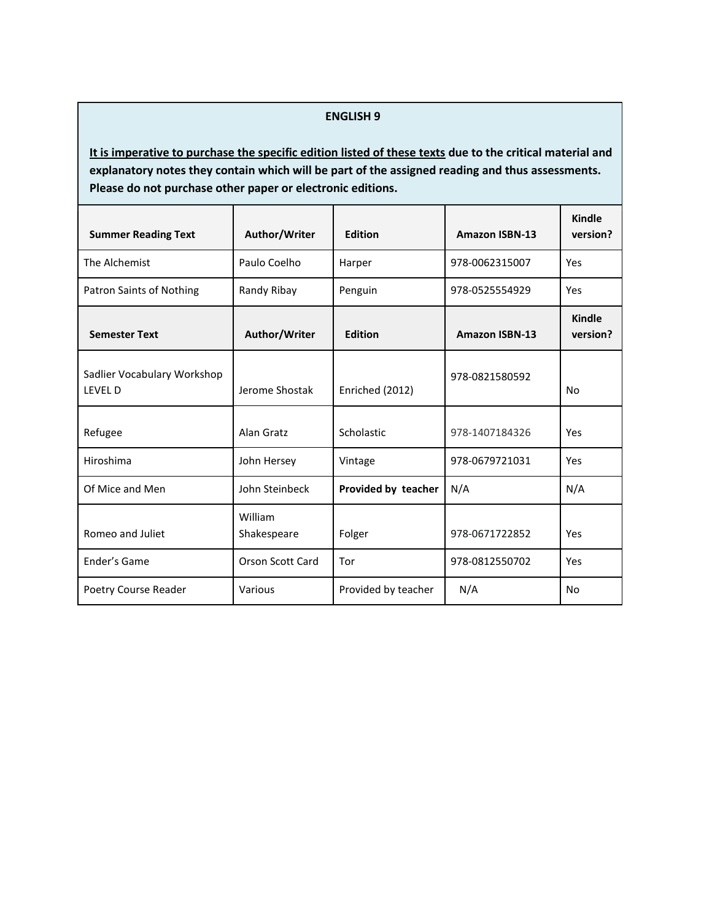## ENGLISH 9

**<u>It is imperative to purchase the specific edition listed of these texts</u> due to the critical material and explanatory notes they contain which will be part of the assigned reading and thus assessments. Please do not purchase other paper or electronic editions.**

| Summer Reading Text | Author/Writer | Edition | Amazon ISBN-13 | Kindle version? |
| --- | --- | --- | --- | --- |
| The Alchemist | Paulo Coelho | Harper | 978-0062315007 | Yes |
| Patron Saints of Nothing | Randy Ribay | Penguin | 978-0525554929 | Yes |
| **Semester Text** | **Author/Writer** | **Edition** | **Amazon ISBN-13** | **Kindle version?** |
| Sadlier Vocabulary Workshop LEVEL D | Jerome Shostak | Enriched (2012) | 978-0821580592 | No |
| Refugee | Alan Gratz | Scholastic | 978-1407184326 | Yes |
| Hiroshima | John Hersey | Vintage | 978-0679721031 | Yes |
| Of Mice and Men | John Steinbeck | **Provided by teacher** | N/A | N/A |
| Romeo and Juliet | William Shakespeare | Folger | 978-0671722852 | Yes |
| Ender's Game | Orson Scott Card | Tor | 978-0812550702 | Yes |
| Poetry Course Reader | Various | Provided by teacher | N/A | No |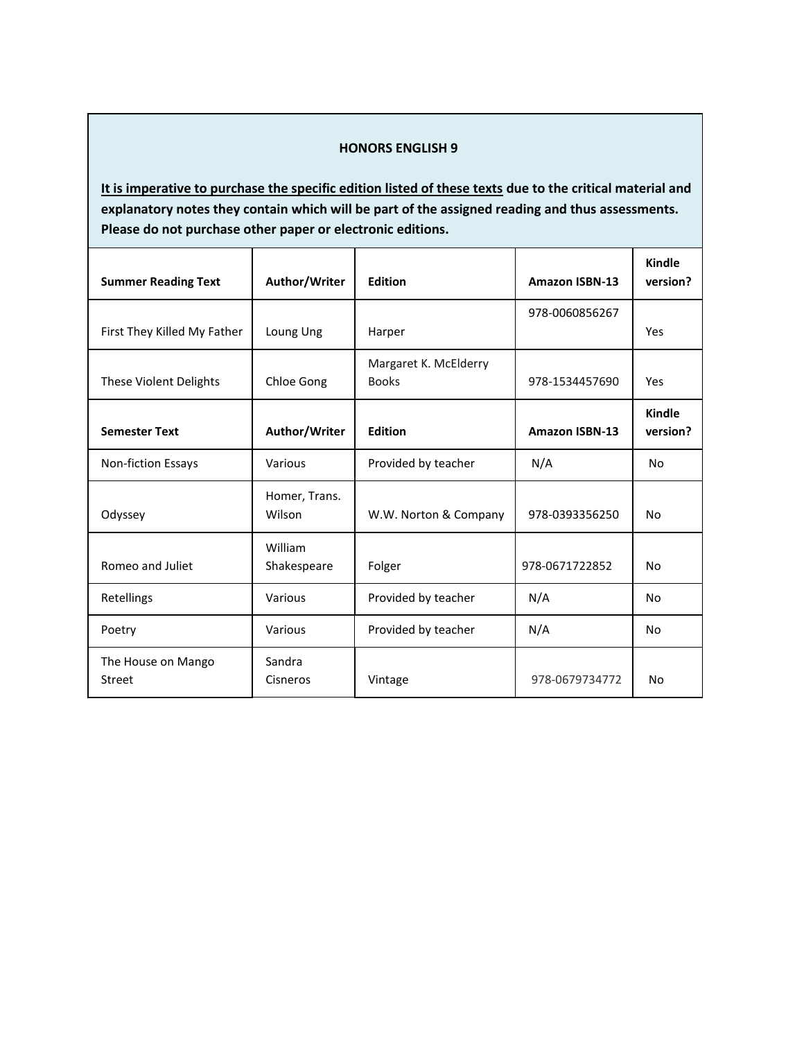**HONORS ENGLISH 9**

**<u>It is imperative to purchase the specific edition listed of these texts</u> due to the critical material and explanatory notes they contain which will be part of the assigned reading and thus assessments. Please do not purchase other paper or electronic editions.**

| **Summer Reading Text** | **Author/Writer** | **Edition** | **Amazon ISBN-13** | **Kindle version?** |
|---|---|---|---|---|
| First They Killed My Father | Loung Ung | Harper | 978-0060856267 | Yes |
| These Violent Delights | Chloe Gong | Margaret K. McElderry Books | 978-1534457690 | Yes |
| **Semester Text** | **Author/Writer** | **Edition** | **Amazon ISBN-13** | **Kindle version?** |
| Non-fiction Essays | Various | Provided by teacher | N/A | No |
| Odyssey | Homer, Trans. Wilson | W.W. Norton & Company | 978-0393356250 | No |
| Romeo and Juliet | William Shakespeare | Folger | 978-0671722852 | No |
| Retellings | Various | Provided by teacher | N/A | No |
| Poetry | Various | Provided by teacher | N/A | No |
| The House on Mango Street | Sandra Cisneros | Vintage | 978-0679734772 | No |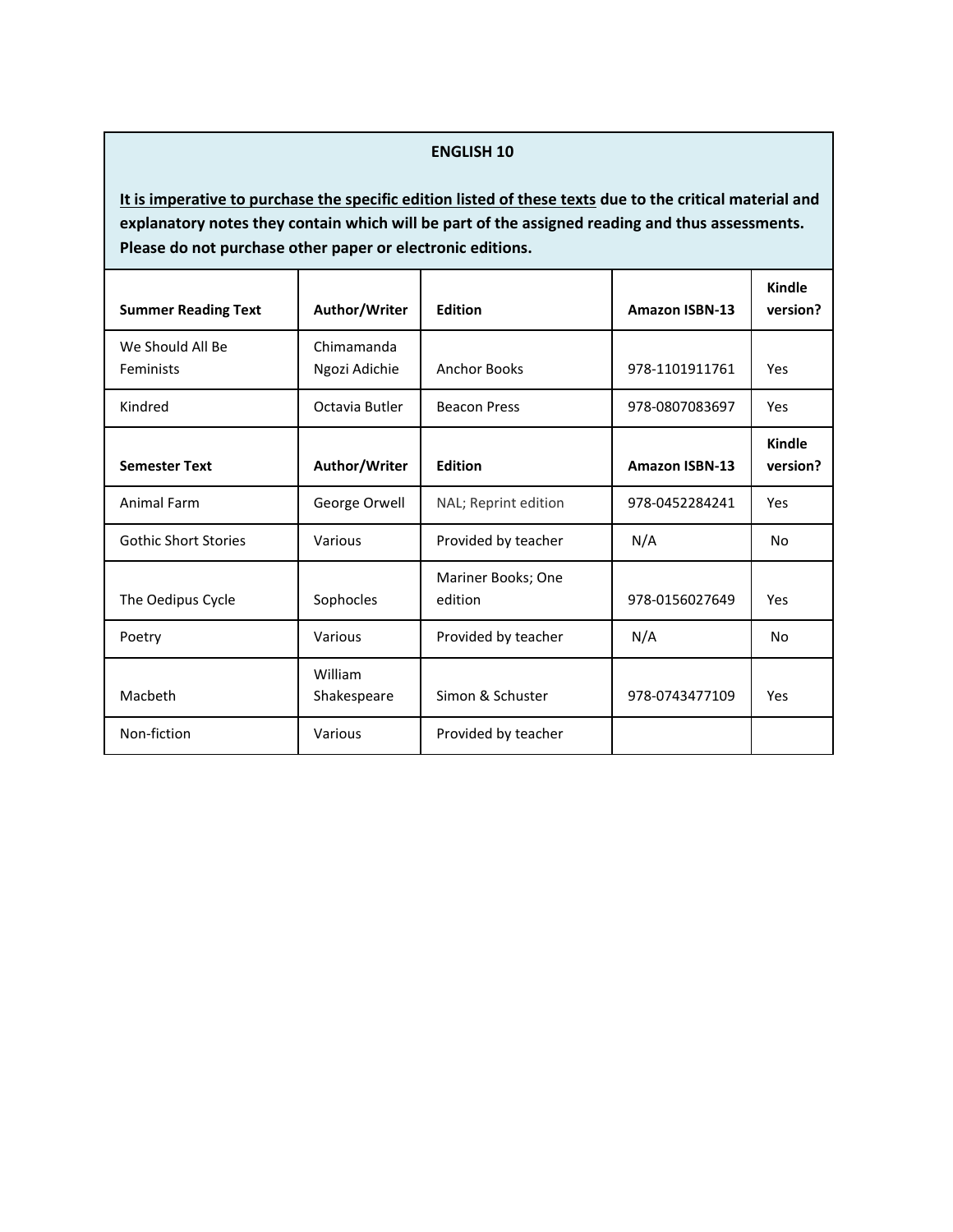## ENGLISH 10

**<u>It is imperative to purchase the specific edition listed of these texts</u> due to the critical material and explanatory notes they contain which will be part of the assigned reading and thus assessments. Please do not purchase other paper or electronic editions.**

| Summer Reading Text | Author/Writer | Edition | Amazon ISBN-13 | Kindle version? |
|---|---|---|---|---|
| We Should All Be Feminists | Chimamanda Ngozi Adichie | Anchor Books | 978-1101911761 | Yes |
| Kindred | Octavia Butler | Beacon Press | 978-0807083697 | Yes |
| **Semester Text** | **Author/Writer** | **Edition** | **Amazon ISBN-13** | **Kindle version?** |
| Animal Farm | George Orwell | NAL; Reprint edition | 978-0452284241 | Yes |
| Gothic Short Stories | Various | Provided by teacher | N/A | No |
| The Oedipus Cycle | Sophocles | Mariner Books; One edition | 978-0156027649 | Yes |
| Poetry | Various | Provided by teacher | N/A | No |
| Macbeth | William Shakespeare | Simon & Schuster | 978-0743477109 | Yes |
| Non-fiction | Various | Provided by teacher | | |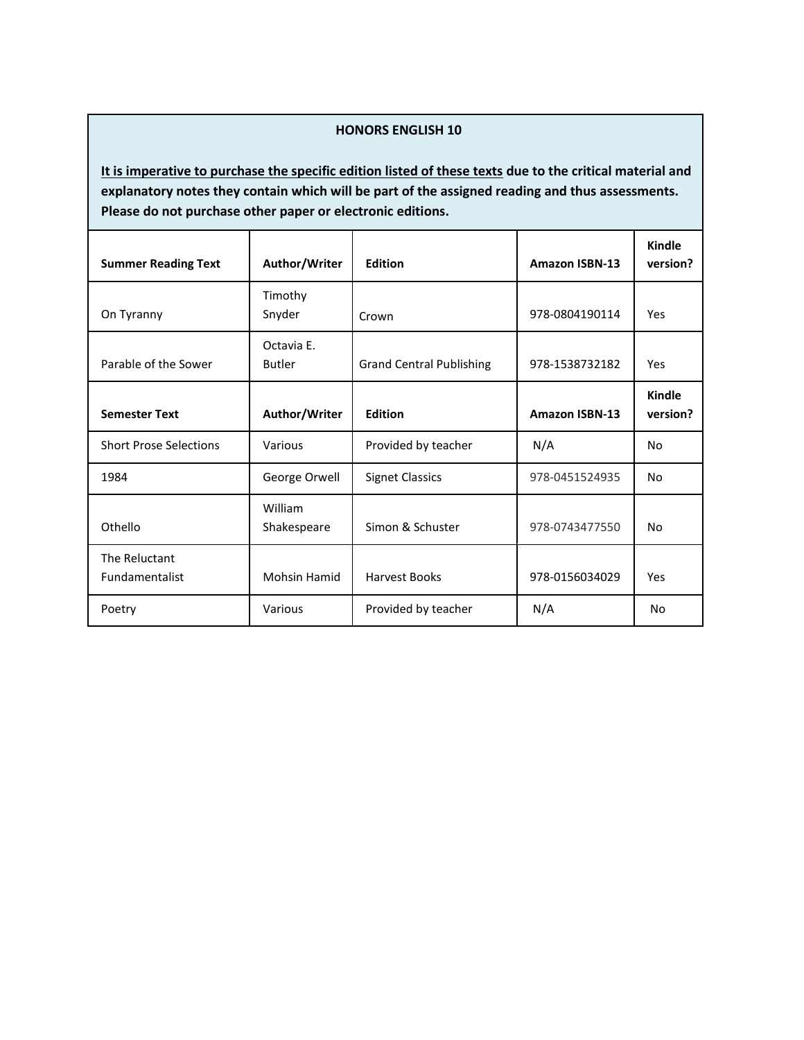## HONORS ENGLISH 10

**<u>It is imperative to purchase the specific edition listed of these texts</u> due to the critical material and explanatory notes they contain which will be part of the assigned reading and thus assessments. Please do not purchase other paper or electronic editions.**

| **Summer Reading Text** | **Author/Writer** | **Edition** | **Amazon ISBN-13** | **Kindle version?** |
|---|---|---|---|---|
| On Tyranny | Timothy Snyder | Crown | 978-0804190114 | Yes |
| Parable of the Sower | Octavia E. Butler | Grand Central Publishing | 978-1538732182 | Yes |
| **Semester Text** | **Author/Writer** | **Edition** | **Amazon ISBN-13** | **Kindle version?** |
| Short Prose Selections | Various | Provided by teacher | N/A | No |
| 1984 | George Orwell | Signet Classics | 978-0451524935 | No |
| Othello | William Shakespeare | Simon & Schuster | 978-0743477550 | No |
| The Reluctant Fundamentalist | Mohsin Hamid | Harvest Books | 978-0156034029 | Yes |
| Poetry | Various | Provided by teacher | N/A | No |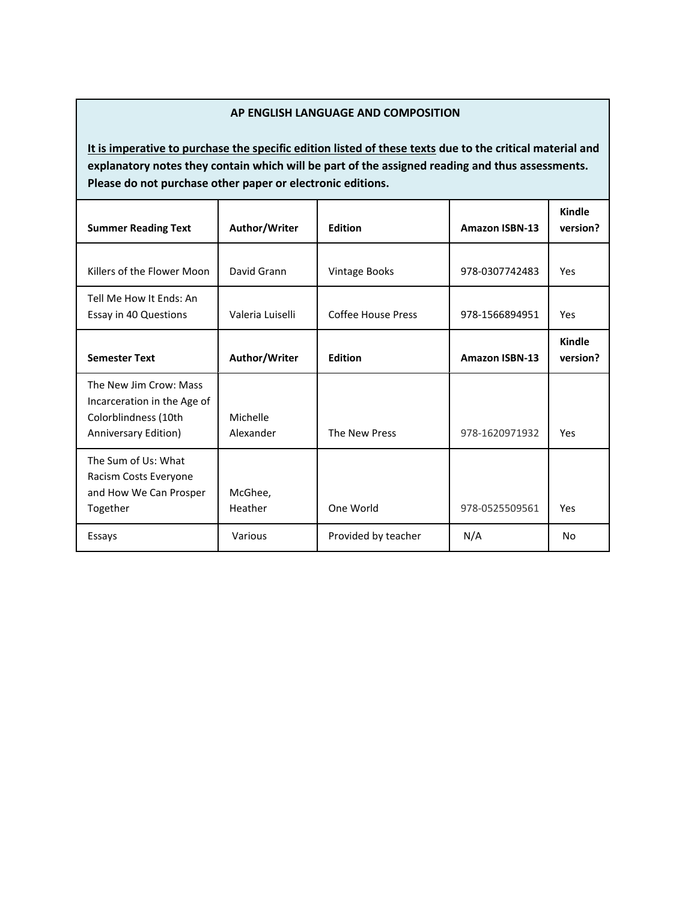| AP ENGLISH LANGUAGE AND COMPOSITION<br><br>**<u>It is imperative to purchase the specific edition listed of these texts</u> due to the critical material and explanatory notes they contain which will be part of the assigned reading and thus assessments. Please do not purchase other paper or electronic editions.** | | | | |
|---|---|---|---|---|
| **Summer Reading Text** | **Author/Writer** | **Edition** | **Amazon ISBN-13** | **Kindle version?** |
| Killers of the Flower Moon | David Grann | Vintage Books | 978-0307742483 | Yes |
| Tell Me How It Ends: An Essay in 40 Questions | Valeria Luiselli | Coffee House Press | 978-1566894951 | Yes |
| **Semester Text** | **Author/Writer** | **Edition** | **Amazon ISBN-13** | **Kindle version?** |
| The New Jim Crow: Mass Incarceration in the Age of Colorblindness (10th Anniversary Edition) | Michelle Alexander | The New Press | 978-1620971932 | Yes |
| The Sum of Us: What Racism Costs Everyone and How We Can Prosper Together | McGhee, Heather | One World | 978-0525509561 | Yes |
| Essays | Various | Provided by teacher | N/A | No |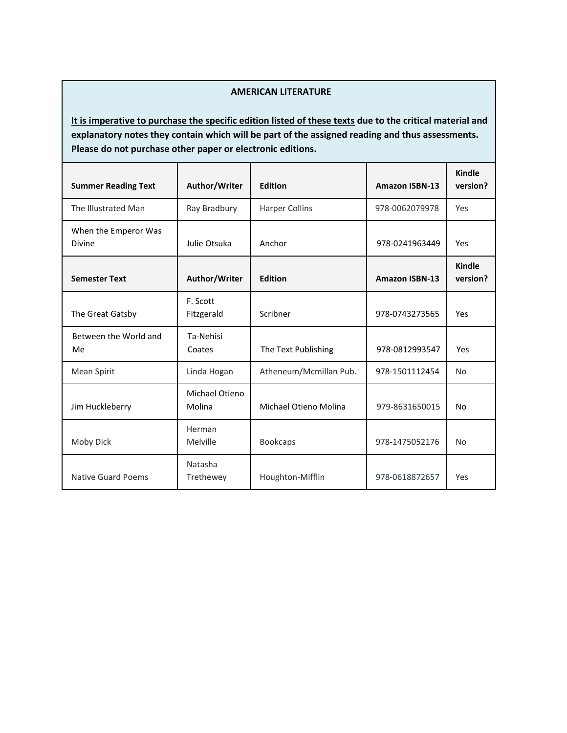**AMERICAN LITERATURE**

**<u>It is imperative to purchase the specific edition listed of these texts</u> due to the critical material and explanatory notes they contain which will be part of the assigned reading and thus assessments. Please do not purchase other paper or electronic editions.**

| **Summer Reading Text** | **Author/Writer** | **Edition** | **Amazon ISBN-13** | **Kindle version?** |
|---|---|---|---|---|
| The Illustrated Man | Ray Bradbury | Harper Collins | 978-0062079978 | Yes |
| When the Emperor Was Divine | Julie Otsuka | Anchor | 978-0241963449 | Yes |
| **Semester Text** | **Author/Writer** | **Edition** | **Amazon ISBN-13** | **Kindle version?** |
| The Great Gatsby | F. Scott Fitzgerald | Scribner | 978-0743273565 | Yes |
| Between the World and Me | Ta-Nehisi Coates | The Text Publishing | 978-0812993547 | Yes |
| Mean Spirit | Linda Hogan | Atheneum/Mcmillan Pub. | 978-1501112454 | No |
| Jim Huckleberry | Michael Otieno Molina | Michael Otieno Molina | 979-8631650015 | No |
| Moby Dick | Herman Melville | Bookcaps | 978-1475052176 | No |
| Native Guard Poems | Natasha Trethewey | Houghton-Mifflin | 978-0618872657 | Yes |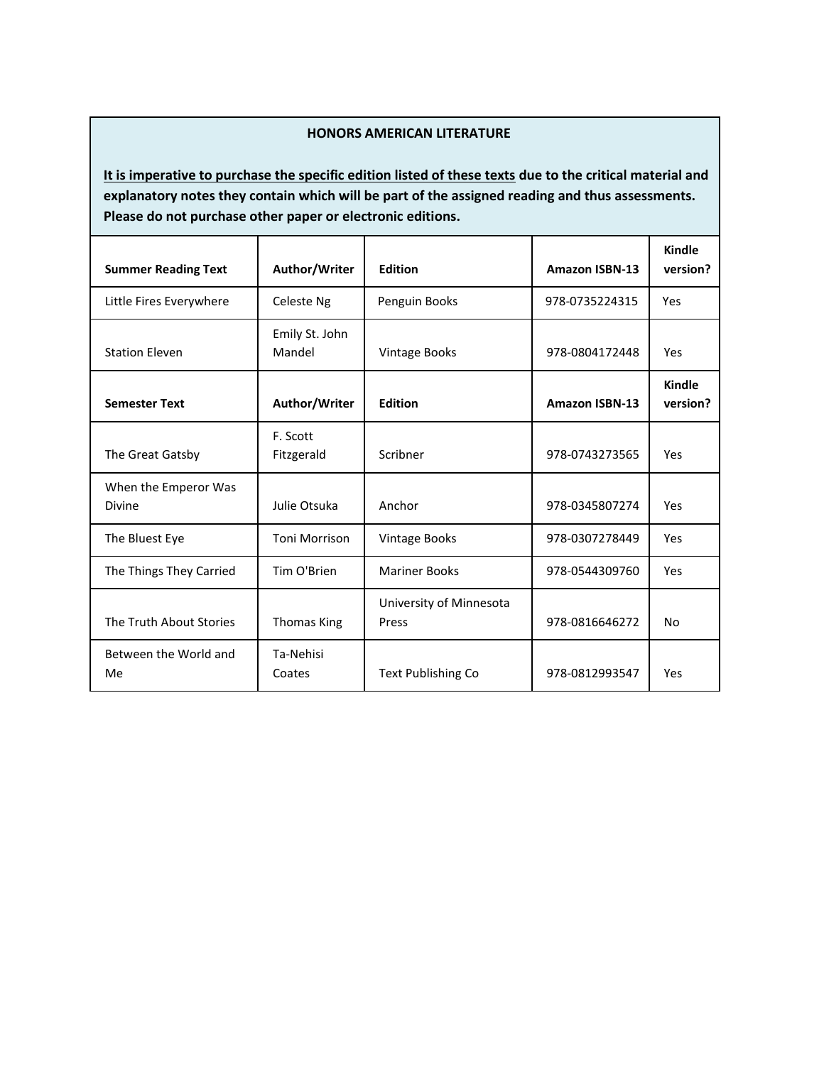**HONORS AMERICAN LITERATURE**

**<u>It is imperative to purchase the specific edition listed of these texts</u> due to the critical material and explanatory notes they contain which will be part of the assigned reading and thus assessments. Please do not purchase other paper or electronic editions.**

| **Summer Reading Text** | **Author/Writer** | **Edition** | **Amazon ISBN-13** | **Kindle version?** |
|---|---|---|---|---|
| Little Fires Everywhere | Celeste Ng | Penguin Books | 978-0735224315 | Yes |
| Station Eleven | Emily St. John Mandel | Vintage Books | 978-0804172448 | Yes |
| **Semester Text** | **Author/Writer** | **Edition** | **Amazon ISBN-13** | **Kindle version?** |
| The Great Gatsby | F. Scott Fitzgerald | Scribner | 978-0743273565 | Yes |
| When the Emperor Was Divine | Julie Otsuka | Anchor | 978-0345807274 | Yes |
| The Bluest Eye | Toni Morrison | Vintage Books | 978-0307278449 | Yes |
| The Things They Carried | Tim O'Brien | Mariner Books | 978-0544309760 | Yes |
| The Truth About Stories | Thomas King | University of Minnesota Press | 978-0816646272 | No |
| Between the World and Me | Ta-Nehisi Coates | Text Publishing Co | 978-0812993547 | Yes |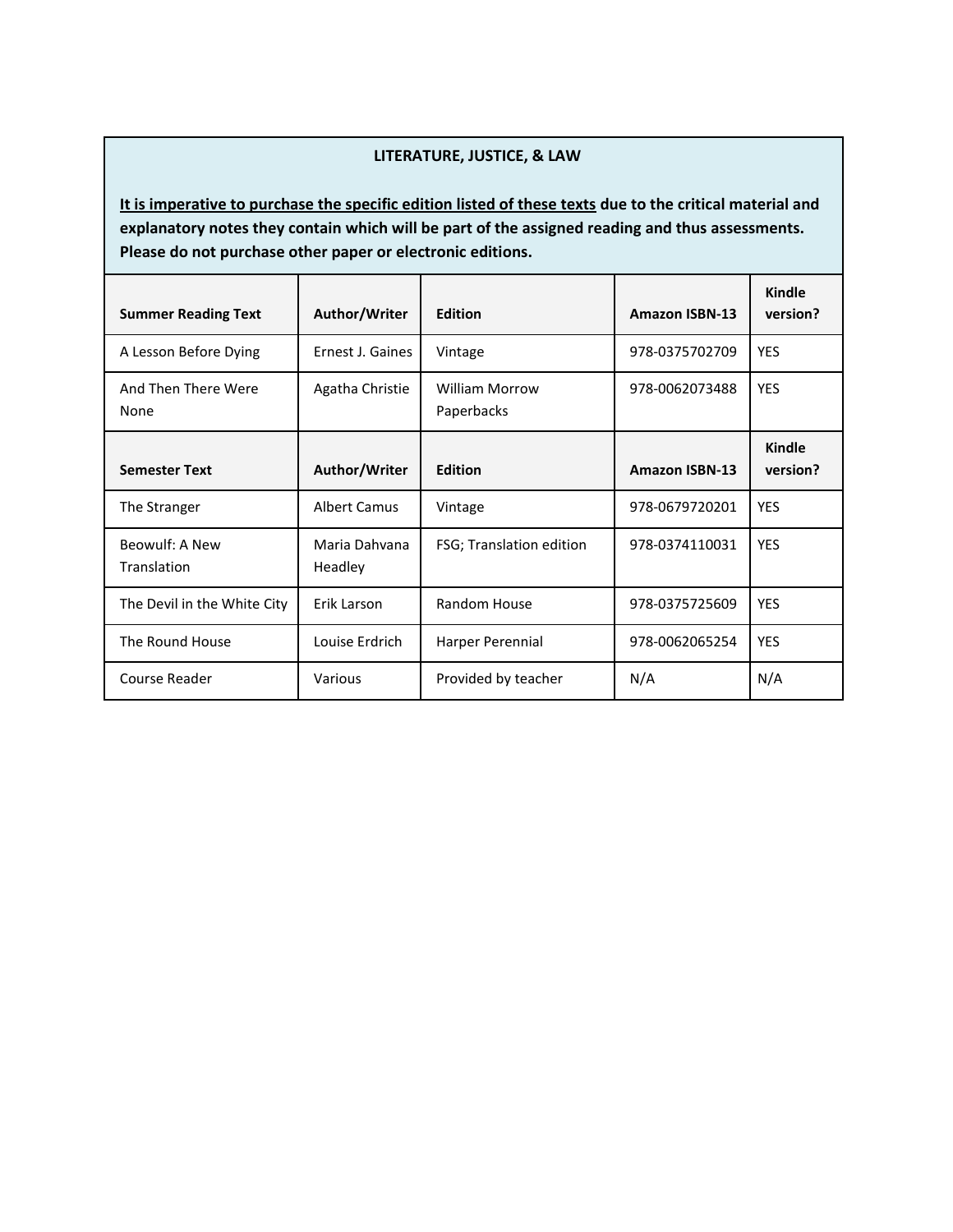**LITERATURE, JUSTICE, & LAW**

**<u>It is imperative to purchase the specific edition listed of these texts</u> due to the critical material and explanatory notes they contain which will be part of the assigned reading and thus assessments. Please do not purchase other paper or electronic editions.**

| **Summer Reading Text** | **Author/Writer** | **Edition** | **Amazon ISBN-13** | **Kindle version?** |
|---|---|---|---|---|
| A Lesson Before Dying | Ernest J. Gaines | Vintage | 978-0375702709 | YES |
| And Then There Were None | Agatha Christie | William Morrow Paperbacks | 978-0062073488 | YES |
| **Semester Text** | **Author/Writer** | **Edition** | **Amazon ISBN-13** | **Kindle version?** |
| The Stranger | Albert Camus | Vintage | 978-0679720201 | YES |
| Beowulf: A New Translation | Maria Dahvana Headley | FSG; Translation edition | 978-0374110031 | YES |
| The Devil in the White City | Erik Larson | Random House | 978-0375725609 | YES |
| The Round House | Louise Erdrich | Harper Perennial | 978-0062065254 | YES |
| Course Reader | Various | Provided by teacher | N/A | N/A |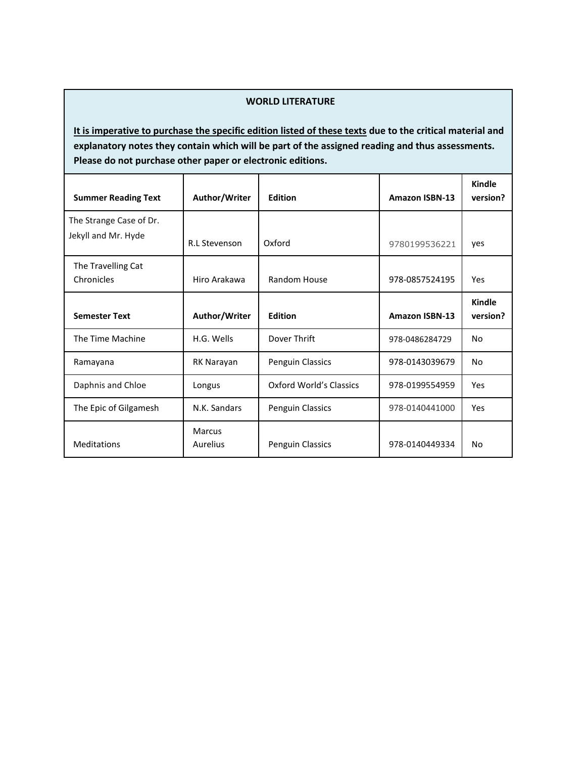## WORLD LITERATURE

**<u>It is imperative to purchase the specific edition listed of these texts</u> due to the critical material and explanatory notes they contain which will be part of the assigned reading and thus assessments. Please do not purchase other paper or electronic editions.**

| Summer Reading Text | Author/Writer | Edition | Amazon ISBN-13 | Kindle version? |
|---|---|---|---|---|
| The Strange Case of Dr. Jekyll and Mr. Hyde | R.L Stevenson | Oxford | 9780199536221 | yes |
| The Travelling Cat Chronicles | Hiro Arakawa | Random House | 978-0857524195 | Yes |
| **Semester Text** | **Author/Writer** | **Edition** | **Amazon ISBN-13** | **Kindle version?** |
| The Time Machine | H.G. Wells | Dover Thrift | 978-0486284729 | No |
| Ramayana | RK Narayan | Penguin Classics | 978-0143039679 | No |
| Daphnis and Chloe | Longus | Oxford World's Classics | 978-0199554959 | Yes |
| The Epic of Gilgamesh | N.K. Sandars | Penguin Classics | 978-0140441000 | Yes |
| Meditations | Marcus Aurelius | Penguin Classics | 978-0140449334 | No |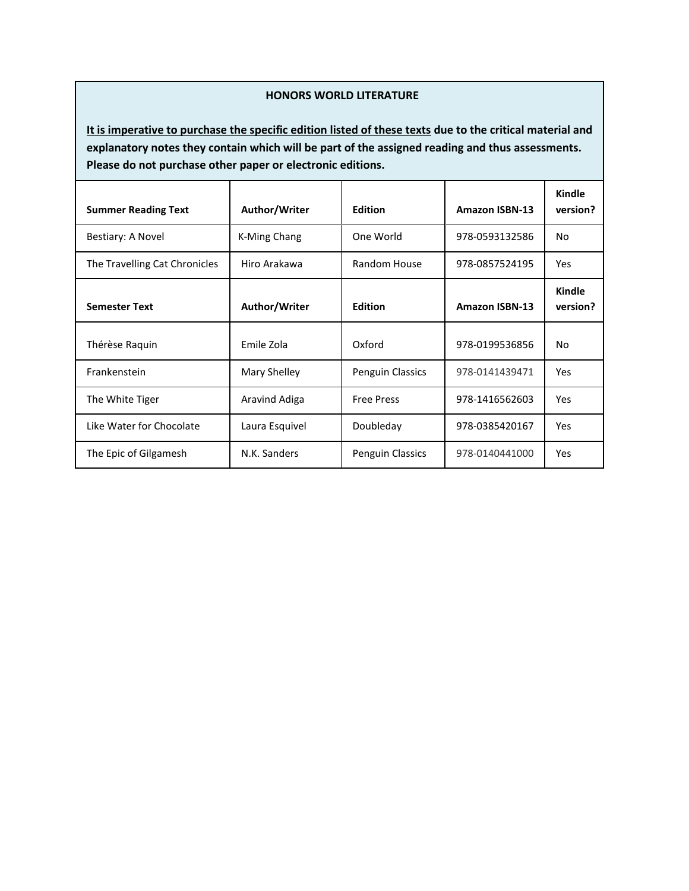**HONORS WORLD LITERATURE**

**<u>It is imperative to purchase the specific edition listed of these texts</u> due to the critical material and explanatory notes they contain which will be part of the assigned reading and thus assessments. Please do not purchase other paper or electronic editions.**

| **Summer Reading Text** | **Author/Writer** | **Edition** | **Amazon ISBN-13** | **Kindle version?** |
|---|---|---|---|---|
| Bestiary: A Novel | K-Ming Chang | One World | 978-0593132586 | No |
| The Travelling Cat Chronicles | Hiro Arakawa | Random House | 978-0857524195 | Yes |
| **Semester Text** | **Author/Writer** | **Edition** | **Amazon ISBN-13** | **Kindle version?** |
| Thérèse Raquin | Emile Zola | Oxford | 978-0199536856 | No |
| Frankenstein | Mary Shelley | Penguin Classics | 978-0141439471 | Yes |
| The White Tiger | Aravind Adiga | Free Press | 978-1416562603 | Yes |
| Like Water for Chocolate | Laura Esquivel | Doubleday | 978-0385420167 | Yes |
| The Epic of Gilgamesh | N.K. Sanders | Penguin Classics | 978-0140441000 | Yes |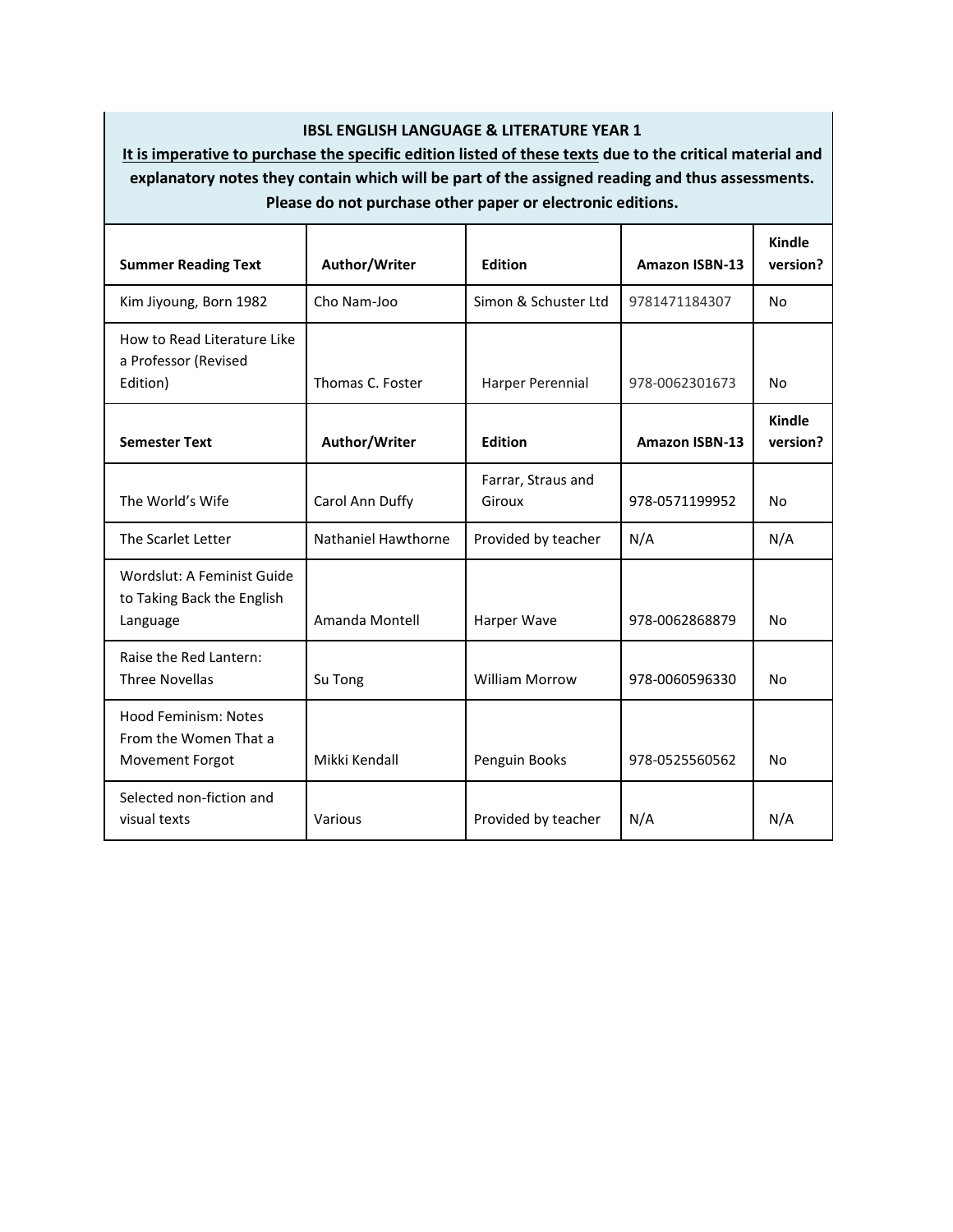**IBSL ENGLISH LANGUAGE & LITERATURE YEAR 1**

**<u>It is imperative to purchase the specific edition listed of these texts</u> due to the critical material and explanatory notes they contain which will be part of the assigned reading and thus assessments. Please do not purchase other paper or electronic editions.**

| **Summer Reading Text** | **Author/Writer** | **Edition** | **Amazon ISBN-13** | **Kindle version?** |
|---|---|---|---|---|
| Kim Jiyoung, Born 1982 | Cho Nam-Joo | Simon & Schuster Ltd | 9781471184307 | No |
| How to Read Literature Like a Professor (Revised Edition) | Thomas C. Foster | Harper Perennial | 978-0062301673 | No |
| **Semester Text** | **Author/Writer** | **Edition** | **Amazon ISBN-13** | **Kindle version?** |
| The World's Wife | Carol Ann Duffy | Farrar, Straus and Giroux | 978-0571199952 | No |
| The Scarlet Letter | Nathaniel Hawthorne | Provided by teacher | N/A | N/A |
| Wordslut: A Feminist Guide to Taking Back the English Language | Amanda Montell | Harper Wave | 978-0062868879 | No |
| Raise the Red Lantern: Three Novellas | Su Tong | William Morrow | 978-0060596330 | No |
| Hood Feminism: Notes From the Women That a Movement Forgot | Mikki Kendall | Penguin Books | 978-0525560562 | No |
| Selected non-fiction and visual texts | Various | Provided by teacher | N/A | N/A |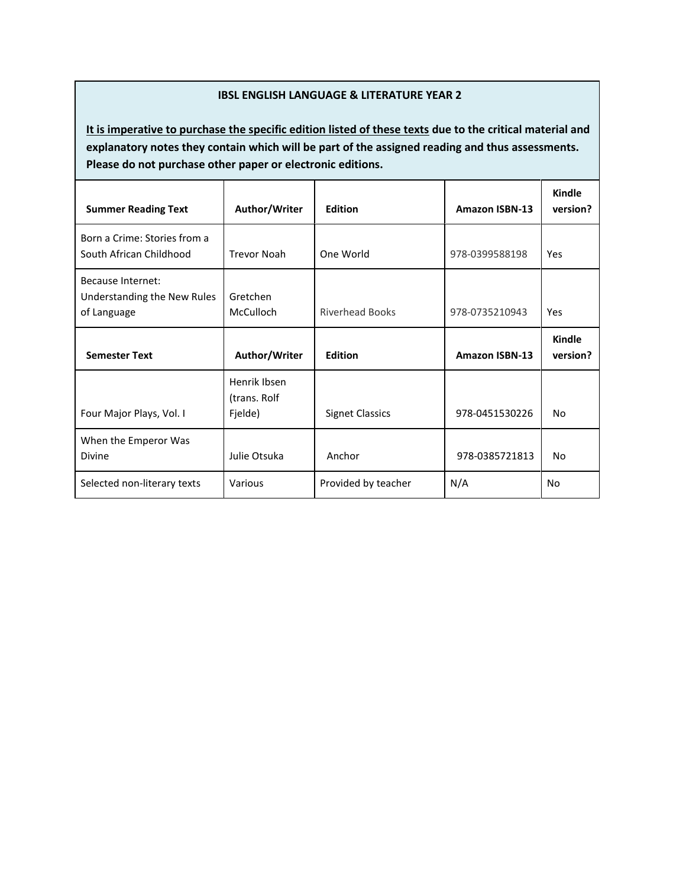**IBSL ENGLISH LANGUAGE & LITERATURE YEAR 2**

**It is imperative to purchase the specific edition listed of these texts due to the critical material and explanatory notes they contain which will be part of the assigned reading and thus assessments. Please do not purchase other paper or electronic editions.**

| Summer Reading Text | Author/Writer | Edition | Amazon ISBN-13 | Kindle version? |
|---|---|---|---|---|
| Born a Crime: Stories from a South African Childhood | Trevor Noah | One World | 978-0399588198 | Yes |
| Because Internet: Understanding the New Rules of Language | Gretchen McCulloch | Riverhead Books | 978-0735210943 | Yes |
| **Semester Text** | **Author/Writer** | **Edition** | **Amazon ISBN-13** | **Kindle version?** |
| Four Major Plays, Vol. I | Henrik Ibsen (trans. Rolf Fjelde) | Signet Classics | 978-0451530226 | No |
| When the Emperor Was Divine | Julie Otsuka | Anchor | 978-0385721813 | No |
| Selected non-literary texts | Various | Provided by teacher | N/A | No |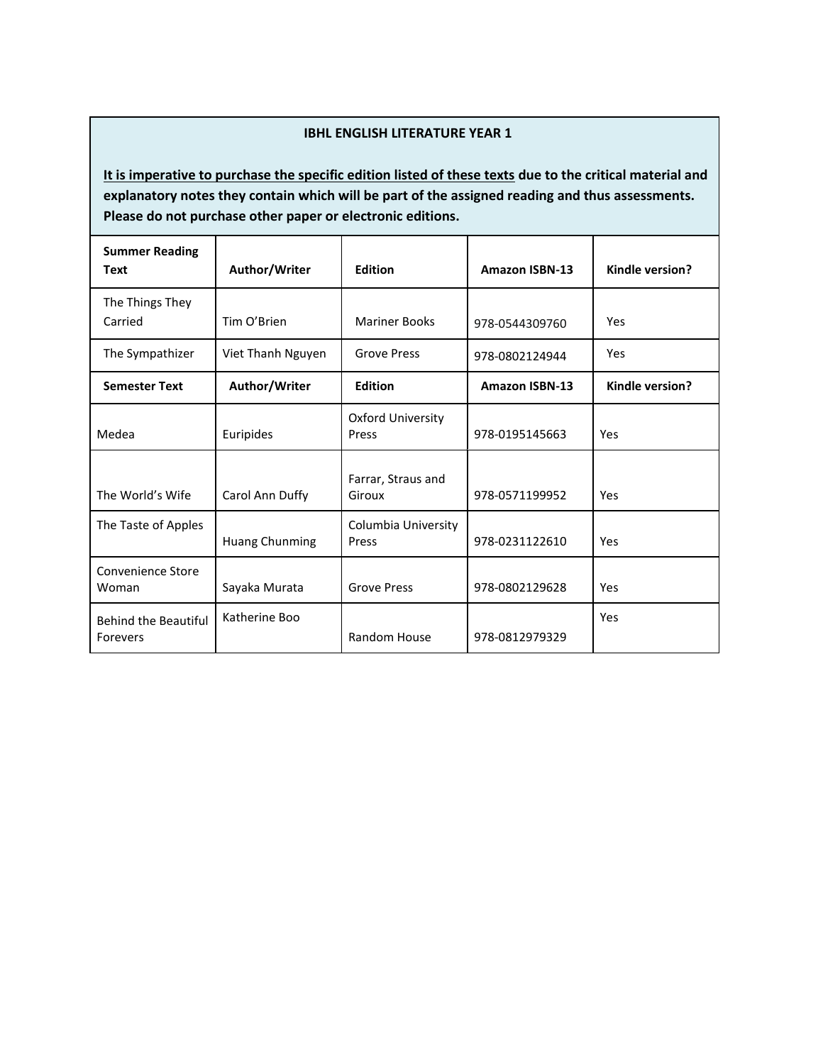**IBHL ENGLISH LITERATURE YEAR 1**

**<u>It is imperative to purchase the specific edition listed of these texts</u> due to the critical material and explanatory notes they contain which will be part of the assigned reading and thus assessments. Please do not purchase other paper or electronic editions.**

| Summer Reading Text | Author/Writer | Edition | Amazon ISBN-13 | Kindle version? |
|---|---|---|---|---|
| The Things They Carried | Tim O'Brien | Mariner Books | 978-0544309760 | Yes |
| The Sympathizer | Viet Thanh Nguyen | Grove Press | 978-0802124944 | Yes |
| **Semester Text** | **Author/Writer** | **Edition** | **Amazon ISBN-13** | **Kindle version?** |
| Medea | Euripides | Oxford University Press | 978-0195145663 | Yes |
| The World's Wife | Carol Ann Duffy | Farrar, Straus and Giroux | 978-0571199952 | Yes |
| The Taste of Apples | Huang Chunming | Columbia University Press | 978-0231122610 | Yes |
| Convenience Store Woman | Sayaka Murata | Grove Press | 978-0802129628 | Yes |
| Behind the Beautiful Forevers | Katherine Boo | Random House | 978-0812979329 | Yes |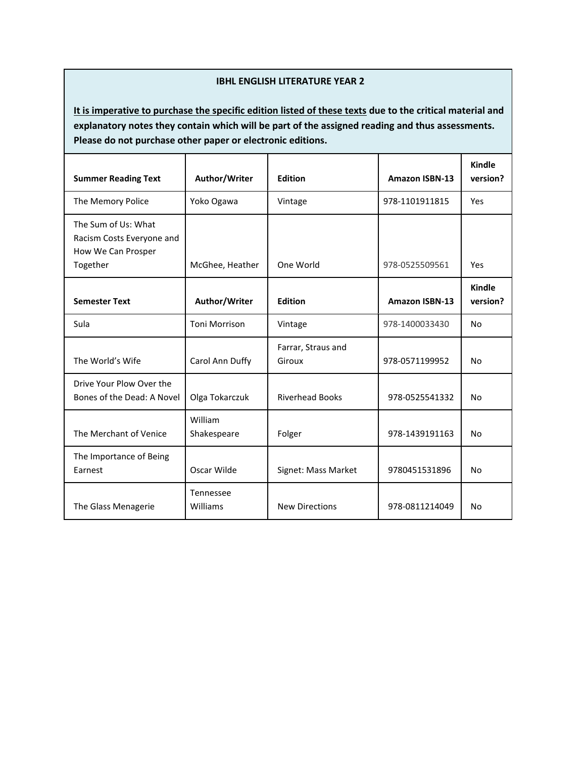**IBHL ENGLISH LITERATURE YEAR 2**

**<u>It is imperative to purchase the specific edition listed of these texts</u> due to the critical material and explanatory notes they contain which will be part of the assigned reading and thus assessments. Please do not purchase other paper or electronic editions.**

| Summer Reading Text | Author/Writer | Edition | Amazon ISBN-13 | Kindle version? |
|---|---|---|---|---|
| The Memory Police | Yoko Ogawa | Vintage | 978-1101911815 | Yes |
| The Sum of Us: What Racism Costs Everyone and How We Can Prosper Together | McGhee, Heather | One World | 978-0525509561 | Yes |
| **Semester Text** | **Author/Writer** | **Edition** | **Amazon ISBN-13** | **Kindle version?** |
| Sula | Toni Morrison | Vintage | 978-1400033430 | No |
| The World's Wife | Carol Ann Duffy | Farrar, Straus and Giroux | 978-0571199952 | No |
| Drive Your Plow Over the Bones of the Dead: A Novel | Olga Tokarczuk | Riverhead Books | 978-0525541332 | No |
| The Merchant of Venice | William Shakespeare | Folger | 978-1439191163 | No |
| The Importance of Being Earnest | Oscar Wilde | Signet: Mass Market | 9780451531896 | No |
| The Glass Menagerie | Tennessee Williams | New Directions | 978-0811214049 | No |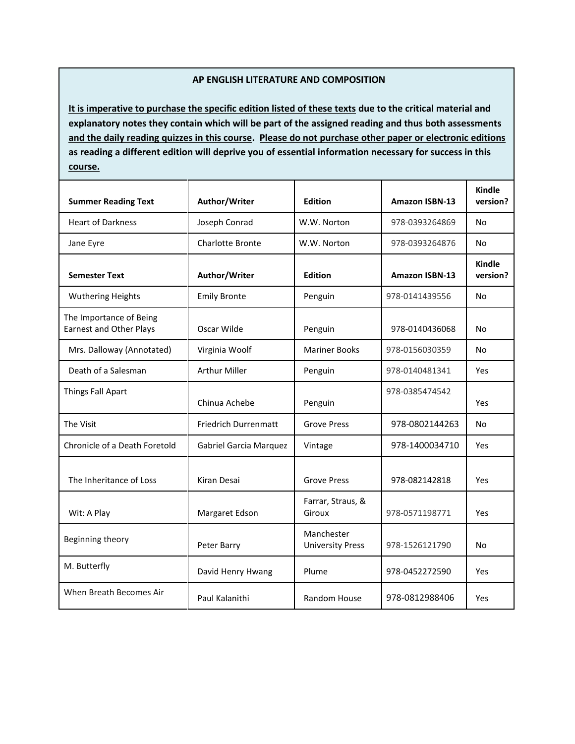## AP ENGLISH LITERATURE AND COMPOSITION

**<u>It is imperative to purchase the specific edition listed of these texts</u> due to the critical material and explanatory notes they contain which will be part of the assigned reading and thus both assessments <u>and the daily reading quizzes in this course</u>. <u>Please do not purchase other paper or electronic editions as reading a different edition will deprive you of essential information necessary for success in this course.</u>**

| Summer Reading Text | Author/Writer | Edition | Amazon ISBN-13 | Kindle version? |
|---|---|---|---|---|
| Heart of Darkness | Joseph Conrad | W.W. Norton | 978-0393264869 | No |
| Jane Eyre | Charlotte Bronte | W.W. Norton | 978-0393264876 | No |
| **Semester Text** | **Author/Writer** | **Edition** | **Amazon ISBN-13** | **Kindle version?** |
| Wuthering Heights | Emily Bronte | Penguin | 978-0141439556 | No |
| The Importance of Being Earnest and Other Plays | Oscar Wilde | Penguin | 978-0140436068 | No |
| Mrs. Dalloway (Annotated) | Virginia Woolf | Mariner Books | 978-0156030359 | No |
| Death of a Salesman | Arthur Miller | Penguin | 978-0140481341 | Yes |
| Things Fall Apart | Chinua Achebe | Penguin | 978-0385474542 | Yes |
| The Visit | Friedrich Durrenmatt | Grove Press | 978-0802144263 | No |
| Chronicle of a Death Foretold | Gabriel Garcia Marquez | Vintage | 978-1400034710 | Yes |
| The Inheritance of Loss | Kiran Desai | Grove Press | 978-082142818 | Yes |
| Wit: A Play | Margaret Edson | Farrar, Straus, & Giroux | 978-0571198771 | Yes |
| Beginning theory | Peter Barry | Manchester University Press | 978-1526121790 | No |
| M. Butterfly | David Henry Hwang | Plume | 978-0452272590 | Yes |
| When Breath Becomes Air | Paul Kalanithi | Random House | 978-0812988406 | Yes |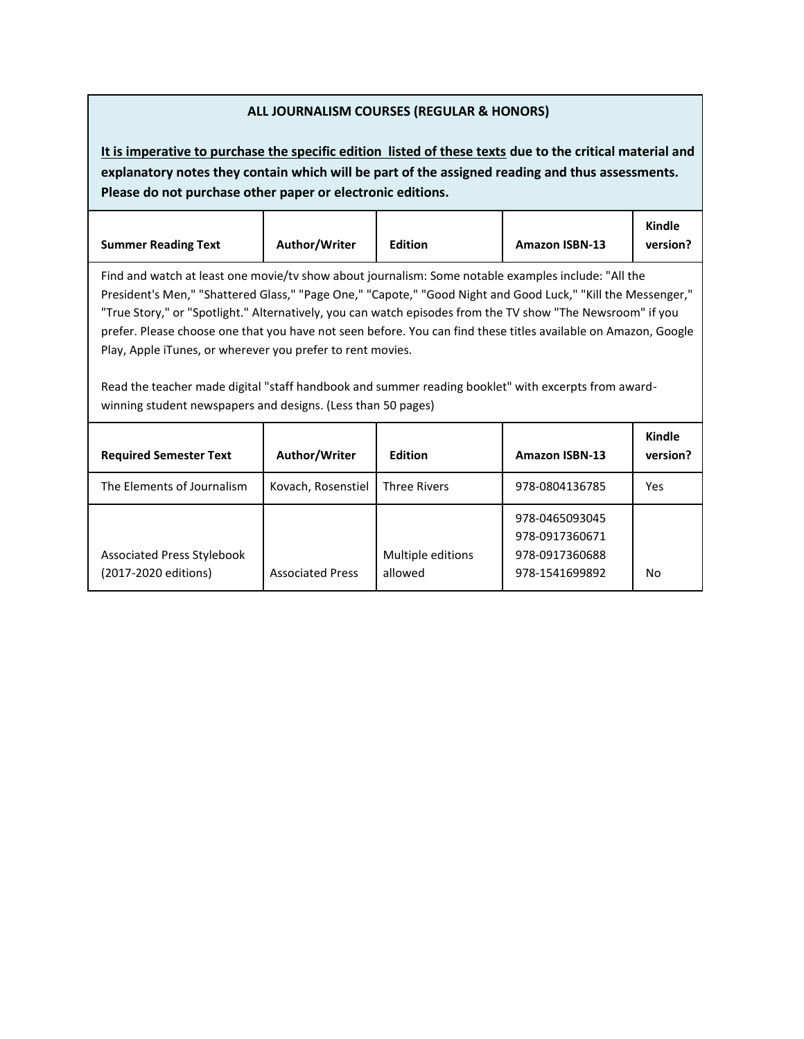**ALL JOURNALISM COURSES (REGULAR & HONORS)**

**<u>It is imperative to purchase the specific edition listed of these texts</u> due to the critical material and explanatory notes they contain which will be part of the assigned reading and thus assessments. Please do not purchase other paper or electronic editions.**

| Summer Reading Text | Author/Writer | Edition | Amazon ISBN-13 | Kindle version? |
|---|---|---|---|---|
| Find and watch at least one movie/tv show about journalism: Some notable examples include: "All the President's Men," "Shattered Glass," "Page One," "Capote," "Good Night and Good Luck," "Kill the Messenger," "True Story," or "Spotlight." Alternatively, you can watch episodes from the TV show "The Newsroom" if you prefer. Please choose one that you have not seen before. You can find these titles available on Amazon, Google Play, Apple iTunes, or wherever you prefer to rent movies. <br><br> Read the teacher made digital "staff handbook and summer reading booklet" with excerpts from award-winning student newspapers and designs. (Less than 50 pages) | | | | |

| Required Semester Text | Author/Writer | Edition | Amazon ISBN-13 | Kindle version? |
|---|---|---|---|---|
| The Elements of Journalism | Kovach, Rosenstiel | Three Rivers | 978-0804136785 | Yes |
| Associated Press Stylebook (2017-2020 editions) | Associated Press | Multiple editions allowed | 978-0465093045<br>978-0917360671<br>978-0917360688<br>978-1541699892 | No |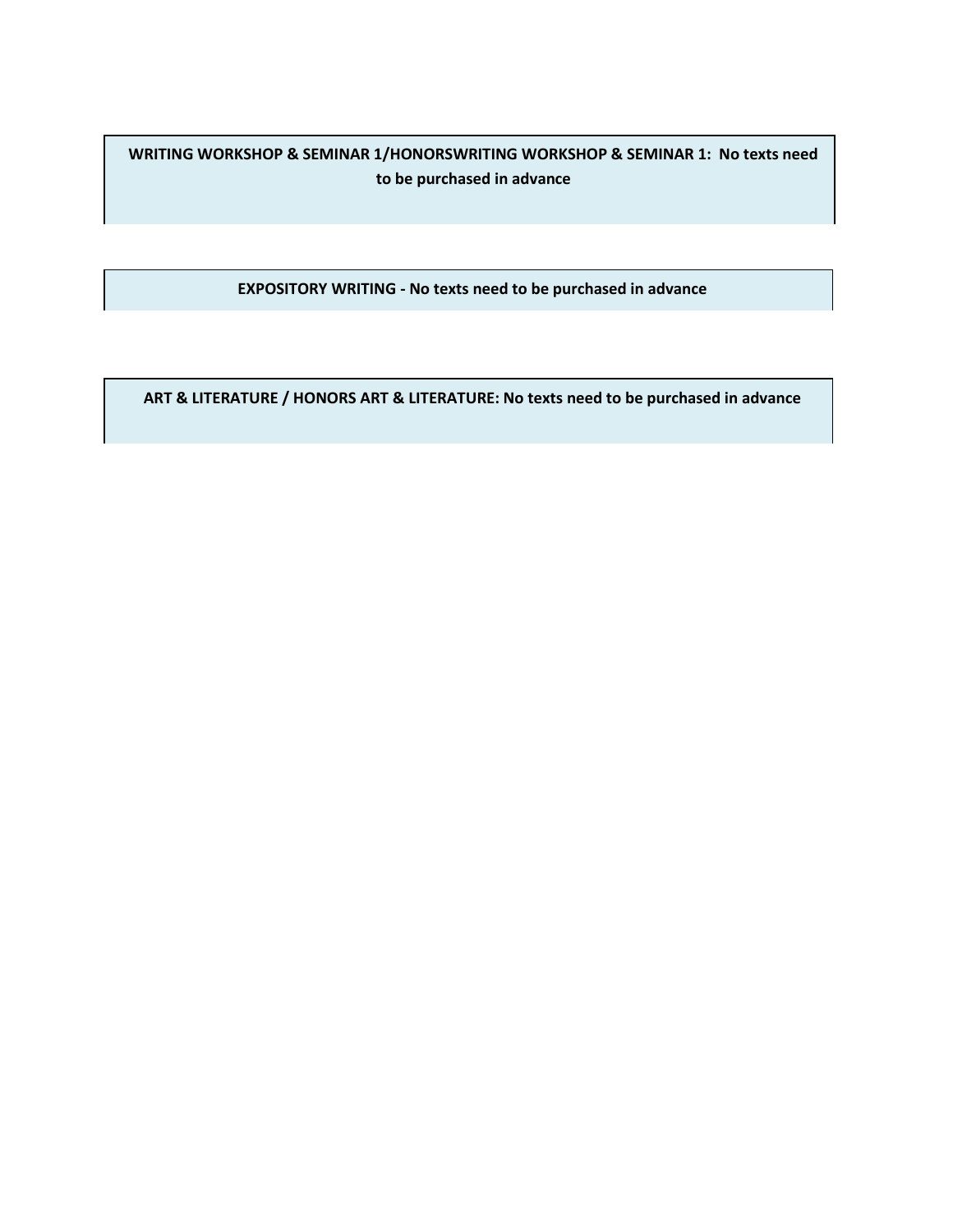**WRITING WORKSHOP & SEMINAR 1/HONORSWRITING WORKSHOP & SEMINAR 1: No texts need to be purchased in advance**

**EXPOSITORY WRITING - No texts need to be purchased in advance**

**ART & LITERATURE / HONORS ART & LITERATURE: No texts need to be purchased in advance**